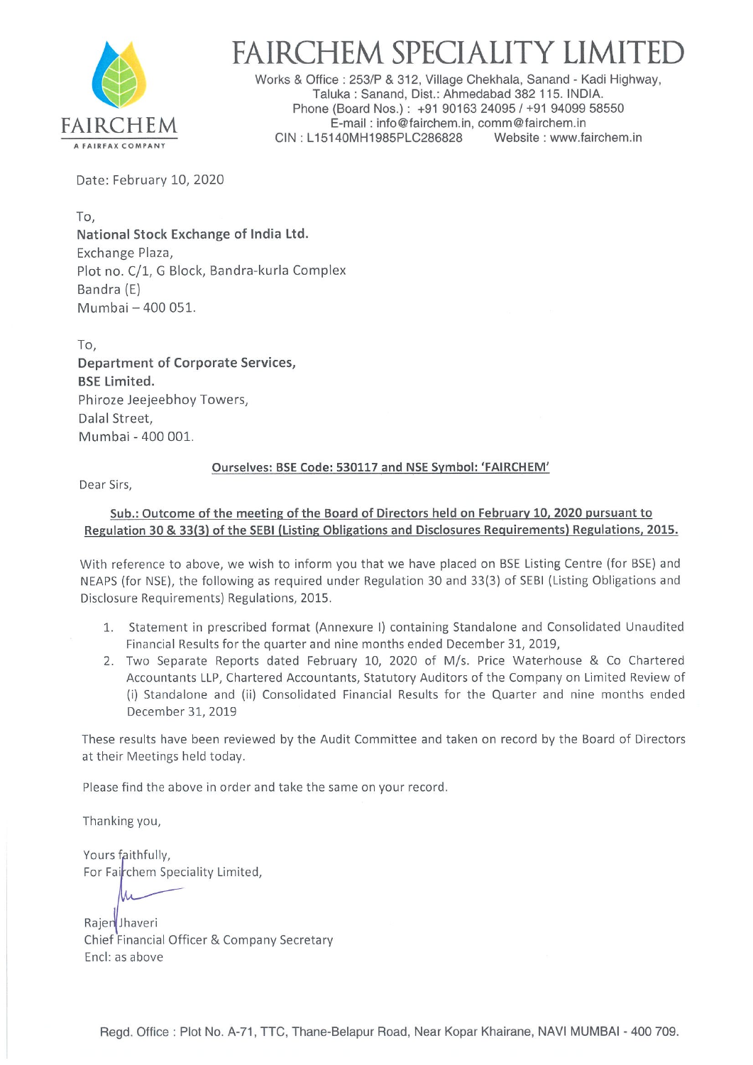# FAIRCHEM SPECIALITY LIMITED

Works & Office : 253/P & 312, Village Chekhala, Sanand - Kadi Highway,
Taluka : Sanand, Dist.: Ahmedabad 382 115. INDIA.
Phone (Board Nos.) : +91 90163 24095 / +91 94099 58550
E-mail : info@fairchem.in, comm@fairchem.in
CIN : L15140MH1985PLC286828 Website : www.fairchem.in

FAIRCHEM
A FAIRFAX COMPANY

Date: February 10, 2020

To,
**National Stock Exchange of India Ltd.**
Exchange Plaza,
Plot no. C/1, G Block, Bandra-kurla Complex
Bandra (E)
Mumbai – 400 051.

To,
**Department of Corporate Services,**
**BSE Limited.**
Phiroze Jeejeebhoy Towers,
Dalal Street,
Mumbai - 400 001.

**Ourselves: BSE Code: 530117 and NSE Symbol: 'FAIRCHEM'**

Dear Sirs,

**Sub.: Outcome of the meeting of the Board of Directors held on February 10, 2020 pursuant to Regulation 30 & 33(3) of the SEBI (Listing Obligations and Disclosures Requirements) Regulations, 2015.**

With reference to above, we wish to inform you that we have placed on BSE Listing Centre (for BSE) and NEAPS (for NSE), the following as required under Regulation 30 and 33(3) of SEBI (Listing Obligations and Disclosure Requirements) Regulations, 2015.

1. Statement in prescribed format (Annexure I) containing Standalone and Consolidated Unaudited Financial Results for the quarter and nine months ended December 31, 2019,
2. Two Separate Reports dated February 10, 2020 of M/s. Price Waterhouse & Co Chartered Accountants LLP, Chartered Accountants, Statutory Auditors of the Company on Limited Review of (i) Standalone and (ii) Consolidated Financial Results for the Quarter and nine months ended December 31, 2019

These results have been reviewed by the Audit Committee and taken on record by the Board of Directors at their Meetings held today.

Please find the above in order and take the same on your record.

Thanking you,

Yours faithfully,
For Fairchem Speciality Limited,

Rajen Jhaveri
Chief Financial Officer & Company Secretary
Encl: as above

Regd. Office : Plot No. A-71, TTC, Thane-Belapur Road, Near Kopar Khairane, NAVI MUMBAI - 400 709.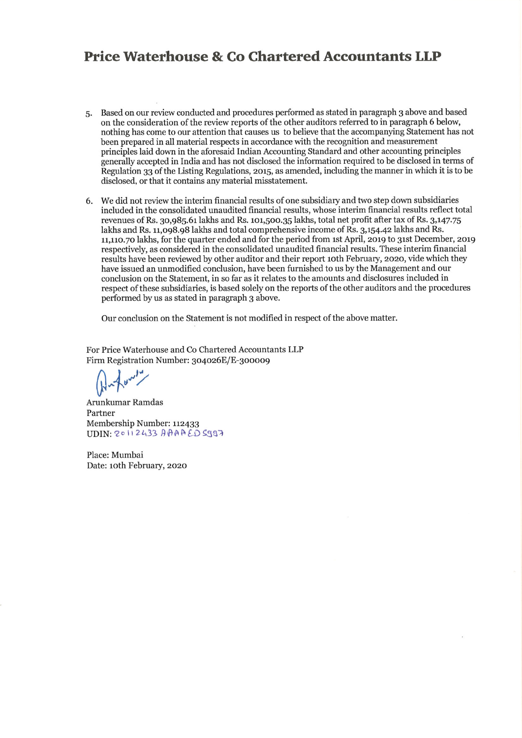# Price Waterhouse & Co Chartered Accountants LLP

5. Based on our review conducted and procedures performed as stated in paragraph 3 above and based on the consideration of the review reports of the other auditors referred to in paragraph 6 below, nothing has come to our attention that causes us to believe that the accompanying Statement has not been prepared in all material respects in accordance with the recognition and measurement principles laid down in the aforesaid Indian Accounting Standard and other accounting principles generally accepted in India and has not disclosed the information required to be disclosed in terms of Regulation 33 of the Listing Regulations, 2015, as amended, including the manner in which it is to be disclosed, or that it contains any material misstatement.

6. We did not review the interim financial results of one subsidiary and two step down subsidiaries included in the consolidated unaudited financial results, whose interim financial results reflect total revenues of Rs. 30,985.61 lakhs and Rs. 101,500.35 lakhs, total net profit after tax of Rs. 3,147.75 lakhs and Rs. 11,098.98 lakhs and total comprehensive income of Rs. 3,154.42 lakhs and Rs. 11,110.70 lakhs, for the quarter ended and for the period from 1st April, 2019 to 31st December, 2019 respectively, as considered in the consolidated unaudited financial results. These interim financial results have been reviewed by other auditor and their report 10th February, 2020, vide which they have issued an unmodified conclusion, have been furnished to us by the Management and our conclusion on the Statement, in so far as it relates to the amounts and disclosures included in respect of these subsidiaries, is based solely on the reports of the other auditors and the procedures performed by us as stated in paragraph 3 above.

   Our conclusion on the Statement is not modified in respect of the above matter.

For Price Waterhouse and Co Chartered Accountants LLP
Firm Registration Number: 304026E/E-300009

Arunkumar Ramdas
Partner
Membership Number: 112433
UDIN: 20112433AAAAED5997

Place: Mumbai
Date: 10th February, 2020